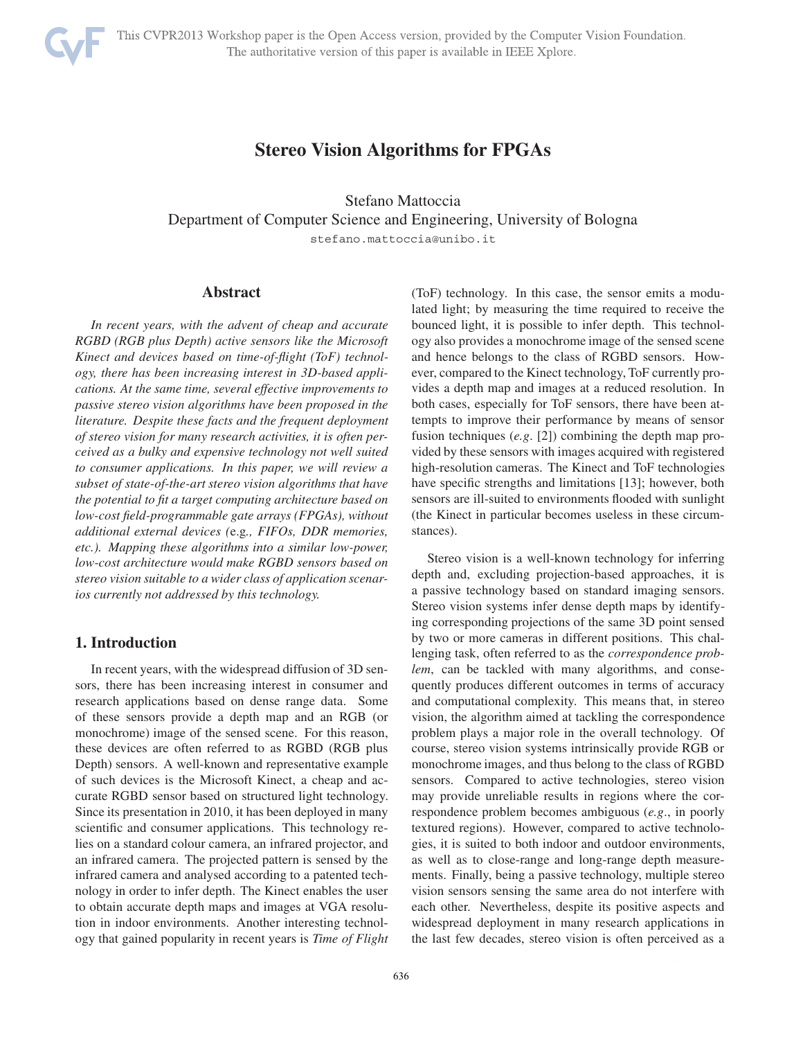# Stereo Vision Algorithms for FPGAs

Stefano Mattoccia
Department of Computer Science and Engineering, University of Bologna
stefano.mattoccia@unibo.it

## Abstract

*In recent years, with the advent of cheap and accurate RGBD (RGB plus Depth) active sensors like the Microsoft Kinect and devices based on time-of-flight (ToF) technology, there has been increasing interest in 3D-based applications. At the same time, several effective improvements to passive stereo vision algorithms have been proposed in the literature. Despite these facts and the frequent deployment of stereo vision for many research activities, it is often perceived as a bulky and expensive technology not well suited to consumer applications. In this paper, we will review a subset of state-of-the-art stereo vision algorithms that have the potential to fit a target computing architecture based on low-cost field-programmable gate arrays (FPGAs), without additional external devices (*e.g.*, FIFOs, DDR memories, etc.). Mapping these algorithms into a similar low-power, low-cost architecture would make RGBD sensors based on stereo vision suitable to a wider class of application scenarios currently not addressed by this technology.*

## 1. Introduction

In recent years, with the widespread diffusion of 3D sensors, there has been increasing interest in consumer and research applications based on dense range data. Some of these sensors provide a depth map and an RGB (or monochrome) image of the sensed scene. For this reason, these devices are often referred to as RGBD (RGB plus Depth) sensors. A well-known and representative example of such devices is the Microsoft Kinect, a cheap and accurate RGBD sensor based on structured light technology. Since its presentation in 2010, it has been deployed in many scientific and consumer applications. This technology relies on a standard colour camera, an infrared projector, and an infrared camera. The projected pattern is sensed by the infrared camera and analysed according to a patented technology in order to infer depth. The Kinect enables the user to obtain accurate depth maps and images at VGA resolution in indoor environments. Another interesting technology that gained popularity in recent years is *Time of Flight* (ToF) technology. In this case, the sensor emits a modulated light; by measuring the time required to receive the bounced light, it is possible to infer depth. This technology also provides a monochrome image of the sensed scene and hence belongs to the class of RGBD sensors. However, compared to the Kinect technology, ToF currently provides a depth map and images at a reduced resolution. In both cases, especially for ToF sensors, there have been attempts to improve their performance by means of sensor fusion techniques (*e.g.* [2]) combining the depth map provided by these sensors with images acquired with registered high-resolution cameras. The Kinect and ToF technologies have specific strengths and limitations [13]; however, both sensors are ill-suited to environments flooded with sunlight (the Kinect in particular becomes useless in these circumstances).

Stereo vision is a well-known technology for inferring depth and, excluding projection-based approaches, it is a passive technology based on standard imaging sensors. Stereo vision systems infer dense depth maps by identifying corresponding projections of the same 3D point sensed by two or more cameras in different positions. This challenging task, often referred to as the *correspondence problem*, can be tackled with many algorithms, and consequently produces different outcomes in terms of accuracy and computational complexity. This means that, in stereo vision, the algorithm aimed at tackling the correspondence problem plays a major role in the overall technology. Of course, stereo vision systems intrinsically provide RGB or monochrome images, and thus belong to the class of RGBD sensors. Compared to active technologies, stereo vision may provide unreliable results in regions where the correspondence problem becomes ambiguous (*e.g.*, in poorly textured regions). However, compared to active technologies, it is suited to both indoor and outdoor environments, as well as to close-range and long-range depth measurements. Finally, being a passive technology, multiple stereo vision sensors sensing the same area do not interfere with each other. Nevertheless, despite its positive aspects and widespread deployment in many research applications in the last few decades, stereo vision is often perceived as a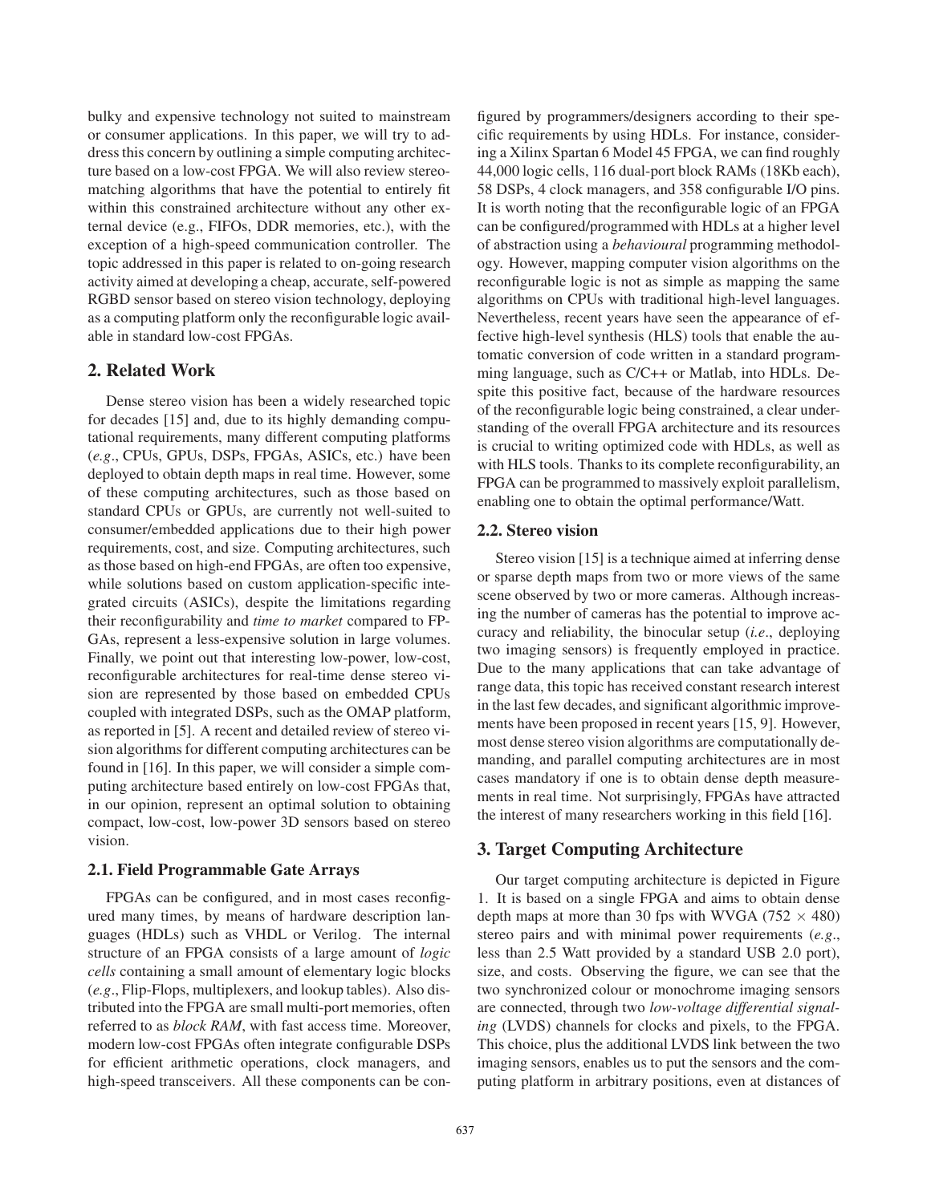bulky and expensive technology not suited to mainstream or consumer applications. In this paper, we will try to address this concern by outlining a simple computing architecture based on a low-cost FPGA. We will also review stereo-matching algorithms that have the potential to entirely fit within this constrained architecture without any other external device (e.g., FIFOs, DDR memories, etc.), with the exception of a high-speed communication controller. The topic addressed in this paper is related to on-going research activity aimed at developing a cheap, accurate, self-powered RGBD sensor based on stereo vision technology, deploying as a computing platform only the reconfigurable logic available in standard low-cost FPGAs.

## 2. Related Work

Dense stereo vision has been a widely researched topic for decades [15] and, due to its highly demanding computational requirements, many different computing platforms (*e.g*., CPUs, GPUs, DSPs, FPGAs, ASICs, etc.) have been deployed to obtain depth maps in real time. However, some of these computing architectures, such as those based on standard CPUs or GPUs, are currently not well-suited to consumer/embedded applications due to their high power requirements, cost, and size. Computing architectures, such as those based on high-end FPGAs, are often too expensive, while solutions based on custom application-specific integrated circuits (ASICs), despite the limitations regarding their reconfigurability and *time to market* compared to FPGAs, represent a less-expensive solution in large volumes. Finally, we point out that interesting low-power, low-cost, reconfigurable architectures for real-time dense stereo vision are represented by those based on embedded CPUs coupled with integrated DSPs, such as the OMAP platform, as reported in [5]. A recent and detailed review of stereo vision algorithms for different computing architectures can be found in [16]. In this paper, we will consider a simple computing architecture based entirely on low-cost FPGAs that, in our opinion, represent an optimal solution to obtaining compact, low-cost, low-power 3D sensors based on stereo vision.

### 2.1. Field Programmable Gate Arrays

FPGAs can be configured, and in most cases reconfigured many times, by means of hardware description languages (HDLs) such as VHDL or Verilog. The internal structure of an FPGA consists of a large amount of *logic cells* containing a small amount of elementary logic blocks (*e.g*., Flip-Flops, multiplexers, and lookup tables). Also distributed into the FPGA are small multi-port memories, often referred to as *block RAM*, with fast access time. Moreover, modern low-cost FPGAs often integrate configurable DSPs for efficient arithmetic operations, clock managers, and high-speed transceivers. All these components can be configured by programmers/designers according to their specific requirements by using HDLs. For instance, considering a Xilinx Spartan 6 Model 45 FPGA, we can find roughly 44,000 logic cells, 116 dual-port block RAMs (18Kb each), 58 DSPs, 4 clock managers, and 358 configurable I/O pins. It is worth noting that the reconfigurable logic of an FPGA can be configured/programmed with HDLs at a higher level of abstraction using a *behavioural* programming methodology. However, mapping computer vision algorithms on the reconfigurable logic is not as simple as mapping the same algorithms on CPUs with traditional high-level languages. Nevertheless, recent years have seen the appearance of effective high-level synthesis (HLS) tools that enable the automatic conversion of code written in a standard programming language, such as C/C++ or Matlab, into HDLs. Despite this positive fact, because of the hardware resources of the reconfigurable logic being constrained, a clear understanding of the overall FPGA architecture and its resources is crucial to writing optimized code with HDLs, as well as with HLS tools. Thanks to its complete reconfigurability, an FPGA can be programmed to massively exploit parallelism, enabling one to obtain the optimal performance/Watt.

### 2.2. Stereo vision

Stereo vision [15] is a technique aimed at inferring dense or sparse depth maps from two or more views of the same scene observed by two or more cameras. Although increasing the number of cameras has the potential to improve accuracy and reliability, the binocular setup (*i.e*., deploying two imaging sensors) is frequently employed in practice. Due to the many applications that can take advantage of range data, this topic has received constant research interest in the last few decades, and significant algorithmic improvements have been proposed in recent years [15, 9]. However, most dense stereo vision algorithms are computationally demanding, and parallel computing architectures are in most cases mandatory if one is to obtain dense depth measurements in real time. Not surprisingly, FPGAs have attracted the interest of many researchers working in this field [16].

## 3. Target Computing Architecture

Our target computing architecture is depicted in Figure 1. It is based on a single FPGA and aims to obtain dense depth maps at more than 30 fps with WVGA ($752 \times 480$) stereo pairs and with minimal power requirements (*e.g*., less than 2.5 Watt provided by a standard USB 2.0 port), size, and costs. Observing the figure, we can see that the two synchronized colour or monochrome imaging sensors are connected, through two *low-voltage differential signaling* (LVDS) channels for clocks and pixels, to the FPGA. This choice, plus the additional LVDS link between the two imaging sensors, enables us to put the sensors and the computing platform in arbitrary positions, even at distances of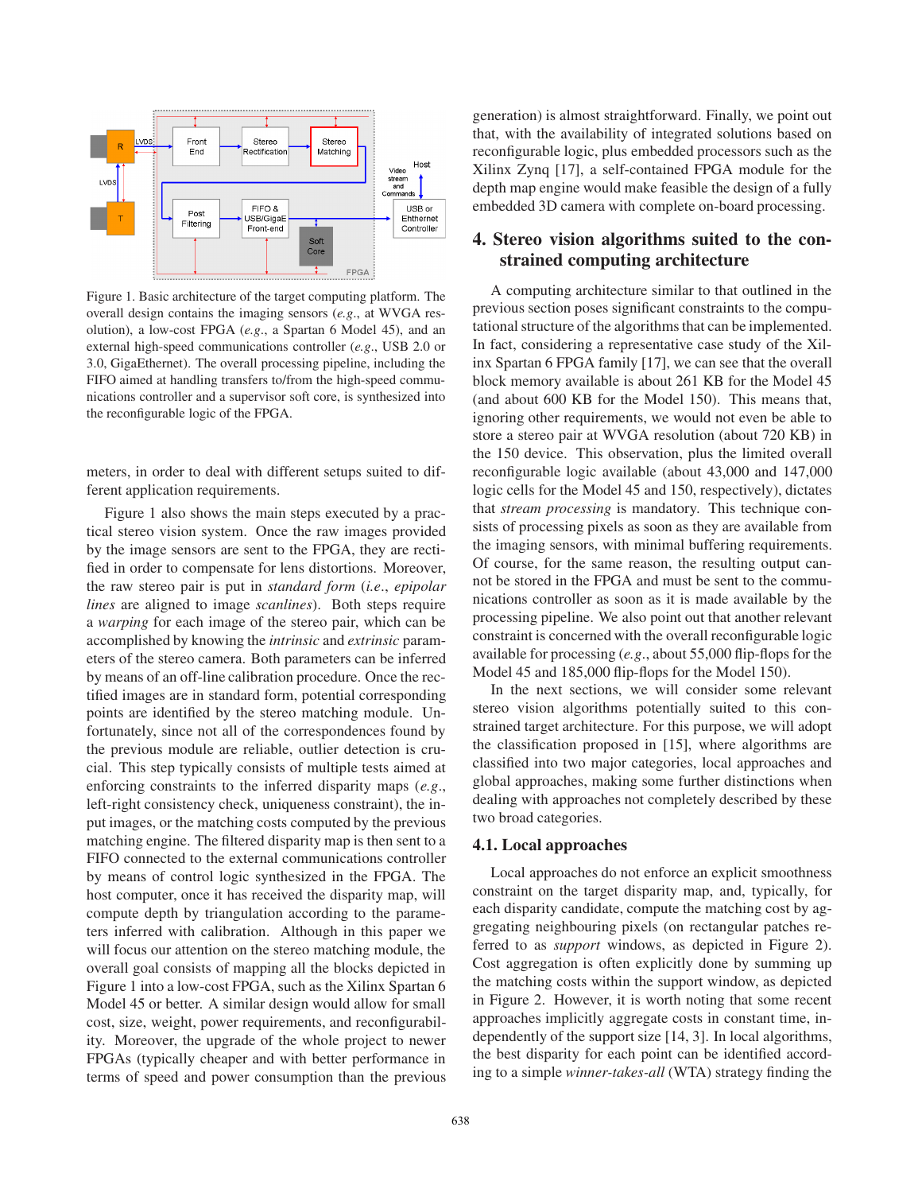Figure 1. Basic architecture of the target computing platform. The overall design contains the imaging sensors (*e.g.*, at WVGA resolution), a low-cost FPGA (*e.g.*, a Spartan 6 Model 45), and an external high-speed communications controller (*e.g.*, USB 2.0 or 3.0, GigaEthernet). The overall processing pipeline, including the FIFO aimed at handling transfers to/from the high-speed communications controller and a supervisor soft core, is synthesized into the reconfigurable logic of the FPGA.

meters, in order to deal with different setups suited to different application requirements.

Figure 1 also shows the main steps executed by a practical stereo vision system. Once the raw images provided by the image sensors are sent to the FPGA, they are rectified in order to compensate for lens distortions. Moreover, the raw stereo pair is put in *standard form* (*i.e.*, *epipolar lines* are aligned to image *scanlines*). Both steps require a *warping* for each image of the stereo pair, which can be accomplished by knowing the *intrinsic* and *extrinsic* parameters of the stereo camera. Both parameters can be inferred by means of an off-line calibration procedure. Once the rectified images are in standard form, potential corresponding points are identified by the stereo matching module. Unfortunately, since not all of the correspondences found by the previous module are reliable, outlier detection is crucial. This step typically consists of multiple tests aimed at enforcing constraints to the inferred disparity maps (*e.g.*, left-right consistency check, uniqueness constraint), the input images, or the matching costs computed by the previous matching engine. The filtered disparity map is then sent to a FIFO connected to the external communications controller by means of control logic synthesized in the FPGA. The host computer, once it has received the disparity map, will compute depth by triangulation according to the parameters inferred with calibration. Although in this paper we will focus our attention on the stereo matching module, the overall goal consists of mapping all the blocks depicted in Figure 1 into a low-cost FPGA, such as the Xilinx Spartan 6 Model 45 or better. A similar design would allow for small cost, size, weight, power requirements, and reconfigurability. Moreover, the upgrade of the whole project to newer FPGAs (typically cheaper and with better performance in terms of speed and power consumption than the previous generation) is almost straightforward. Finally, we point out that, with the availability of integrated solutions based on reconfigurable logic, plus embedded processors such as the Xilinx Zynq [17], a self-contained FPGA module for the depth map engine would make feasible the design of a fully embedded 3D camera with complete on-board processing.

## 4. Stereo vision algorithms suited to the constrained computing architecture

A computing architecture similar to that outlined in the previous section poses significant constraints to the computational structure of the algorithms that can be implemented. In fact, considering a representative case study of the Xilinx Spartan 6 FPGA family [17], we can see that the overall block memory available is about 261 KB for the Model 45 (and about 600 KB for the Model 150). This means that, ignoring other requirements, we would not even be able to store a stereo pair at WVGA resolution (about 720 KB) in the 150 device. This observation, plus the limited overall reconfigurable logic available (about 43,000 and 147,000 logic cells for the Model 45 and 150, respectively), dictates that *stream processing* is mandatory. This technique consists of processing pixels as soon as they are available from the imaging sensors, with minimal buffering requirements. Of course, for the same reason, the resulting output cannot be stored in the FPGA and must be sent to the communications controller as soon as it is made available by the processing pipeline. We also point out that another relevant constraint is concerned with the overall reconfigurable logic available for processing (*e.g.*, about 55,000 flip-flops for the Model 45 and 185,000 flip-flops for the Model 150).

In the next sections, we will consider some relevant stereo vision algorithms potentially suited to this constrained target architecture. For this purpose, we will adopt the classification proposed in [15], where algorithms are classified into two major categories, local approaches and global approaches, making some further distinctions when dealing with approaches not completely described by these two broad categories.

### 4.1. Local approaches

Local approaches do not enforce an explicit smoothness constraint on the target disparity map, and, typically, for each disparity candidate, compute the matching cost by aggregating neighbouring pixels (on rectangular patches referred to as *support* windows, as depicted in Figure 2). Cost aggregation is often explicitly done by summing up the matching costs within the support window, as depicted in Figure 2. However, it is worth noting that some recent approaches implicitly aggregate costs in constant time, independently of the support size [14, 3]. In local algorithms, the best disparity for each point can be identified according to a simple *winner-takes-all* (WTA) strategy finding the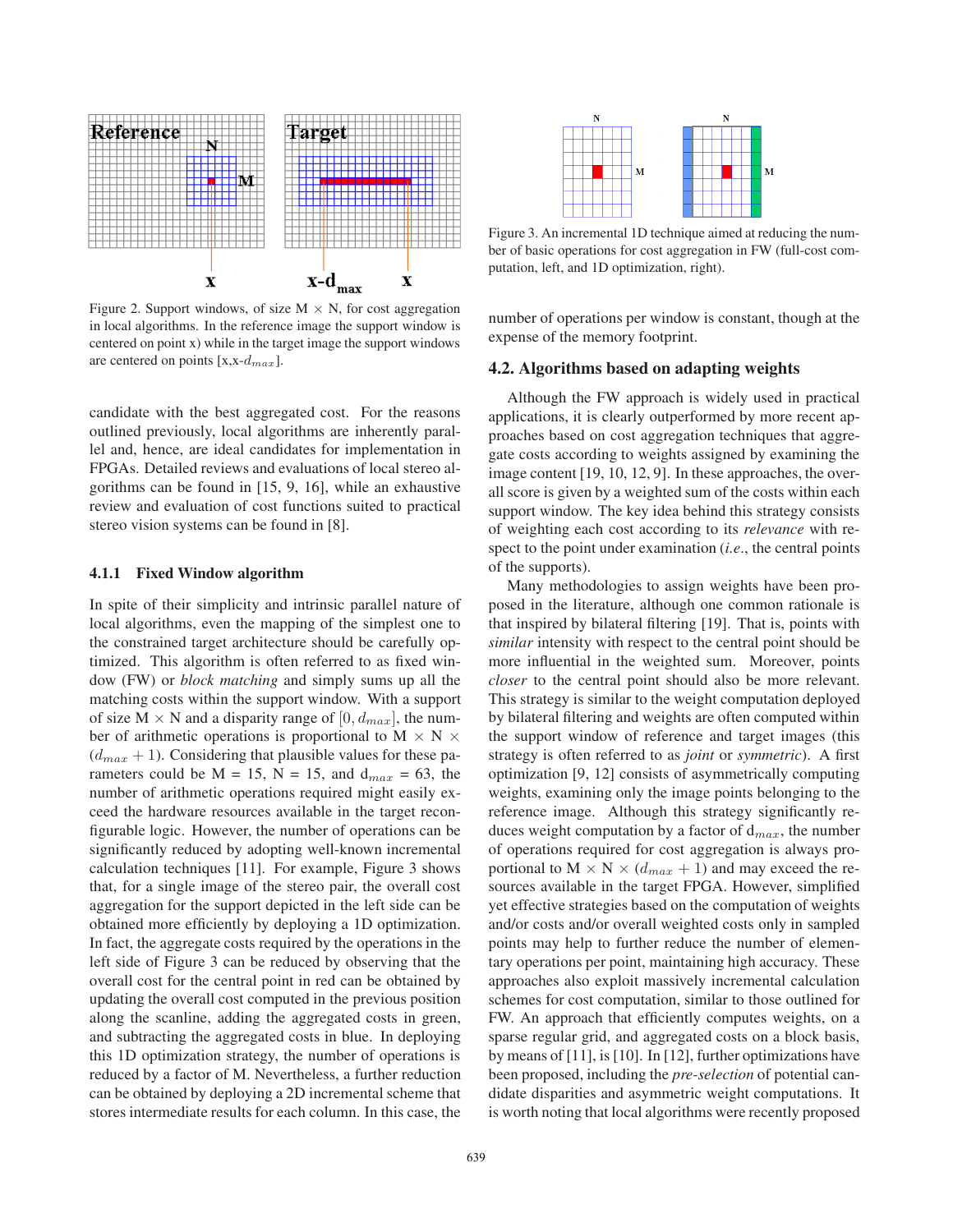Figure 2. Support windows, of size M × N, for cost aggregation in local algorithms. In the reference image the support window is centered on point x) while in the target image the support windows are centered on points [x,x-$d_{max}$].

candidate with the best aggregated cost. For the reasons outlined previously, local algorithms are inherently parallel and, hence, are ideal candidates for implementation in FPGAs. Detailed reviews and evaluations of local stereo algorithms can be found in [15, 9, 16], while an exhaustive review and evaluation of cost functions suited to practical stereo vision systems can be found in [8].

#### 4.1.1 Fixed Window algorithm

In spite of their simplicity and intrinsic parallel nature of local algorithms, even the mapping of the simplest one to the constrained target architecture should be carefully optimized. This algorithm is often referred to as fixed window (FW) or *block matching* and simply sums up all the matching costs within the support window. With a support of size M × N and a disparity range of $[0, d_{max}]$, the number of arithmetic operations is proportional to M × N × $(d_{max} + 1)$. Considering that plausible values for these parameters could be M = 15, N = 15, and $d_{max}$ = 63, the number of arithmetic operations required might easily exceed the hardware resources available in the target reconfigurable logic. However, the number of operations can be significantly reduced by adopting well-known incremental calculation techniques [11]. For example, Figure 3 shows that, for a single image of the stereo pair, the overall cost aggregation for the support depicted in the left side can be obtained more efficiently by deploying a 1D optimization. In fact, the aggregate costs required by the operations in the left side of Figure 3 can be reduced by observing that the overall cost for the central point in red can be obtained by updating the overall cost computed in the previous position along the scanline, adding the aggregated costs in green, and subtracting the aggregated costs in blue. In deploying this 1D optimization strategy, the number of operations is reduced by a factor of M. Nevertheless, a further reduction can be obtained by deploying a 2D incremental scheme that stores intermediate results for each column. In this case, the number of operations per window is constant, though at the expense of the memory footprint.

Figure 3. An incremental 1D technique aimed at reducing the number of basic operations for cost aggregation in FW (full-cost computation, left, and 1D optimization, right).

### 4.2. Algorithms based on adapting weights

Although the FW approach is widely used in practical applications, it is clearly outperformed by more recent approaches based on cost aggregation techniques that aggregate costs according to weights assigned by examining the image content [19, 10, 12, 9]. In these approaches, the overall score is given by a weighted sum of the costs within each support window. The key idea behind this strategy consists of weighting each cost according to its *relevance* with respect to the point under examination (*i.e*., the central points of the supports).

Many methodologies to assign weights have been proposed in the literature, although one common rationale is that inspired by bilateral filtering [19]. That is, points with *similar* intensity with respect to the central point should be more influential in the weighted sum. Moreover, points *closer* to the central point should also be more relevant. This strategy is similar to the weight computation deployed by bilateral filtering and weights are often computed within the support window of reference and target images (this strategy is often referred to as *joint* or *symmetric*). A first optimization [9, 12] consists of asymmetrically computing weights, examining only the image points belonging to the reference image. Although this strategy significantly reduces weight computation by a factor of $d_{max}$, the number of operations required for cost aggregation is always proportional to M × N × $(d_{max} + 1)$ and may exceed the resources available in the target FPGA. However, simplified yet effective strategies based on the computation of weights and/or costs and/or overall weighted costs only in sampled points may help to further reduce the number of elementary operations per point, maintaining high accuracy. These approaches also exploit massively incremental calculation schemes for cost computation, similar to those outlined for FW. An approach that efficiently computes weights, on a sparse regular grid, and aggregated costs on a block basis, by means of [11], is [10]. In [12], further optimizations have been proposed, including the *pre-selection* of potential candidate disparities and asymmetric weight computations. It is worth noting that local algorithms were recently proposed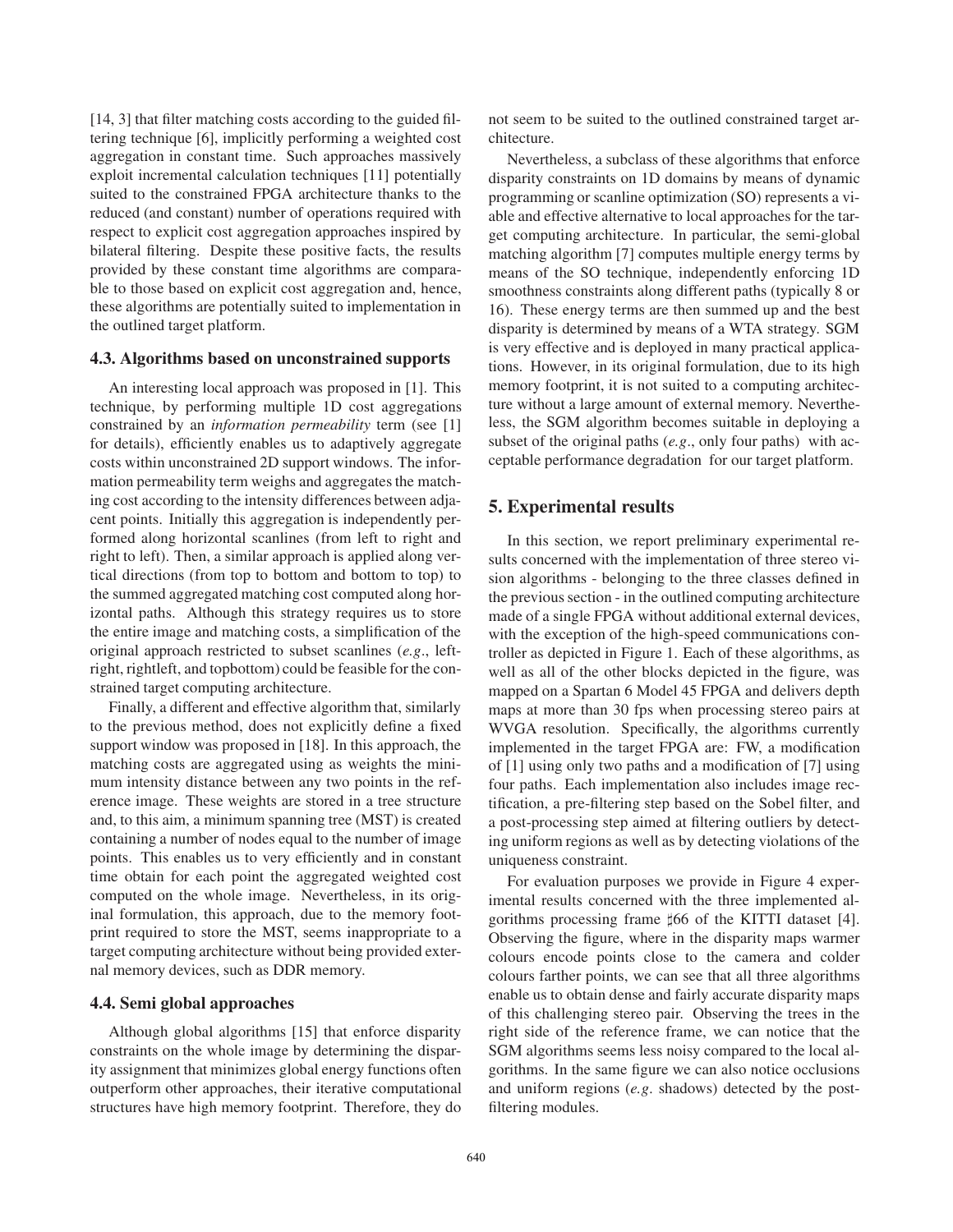[14, 3] that filter matching costs according to the guided filtering technique [6], implicitly performing a weighted cost aggregation in constant time. Such approaches massively exploit incremental calculation techniques [11] potentially suited to the constrained FPGA architecture thanks to the reduced (and constant) number of operations required with respect to explicit cost aggregation approaches inspired by bilateral filtering. Despite these positive facts, the results provided by these constant time algorithms are comparable to those based on explicit cost aggregation and, hence, these algorithms are potentially suited to implementation in the outlined target platform.

### 4.3. Algorithms based on unconstrained supports

An interesting local approach was proposed in [1]. This technique, by performing multiple 1D cost aggregations constrained by an *information permeability* term (see [1] for details), efficiently enables us to adaptively aggregate costs within unconstrained 2D support windows. The information permeability term weighs and aggregates the matching cost according to the intensity differences between adjacent points. Initially this aggregation is independently performed along horizontal scanlines (from left to right and right to left). Then, a similar approach is applied along vertical directions (from top to bottom and bottom to top) to the summed aggregated matching cost computed along horizontal paths. Although this strategy requires us to store the entire image and matching costs, a simplification of the original approach restricted to subset scanlines (*e.g*., leftright, rightleft, and topbottom) could be feasible for the constrained target computing architecture.

Finally, a different and effective algorithm that, similarly to the previous method, does not explicitly define a fixed support window was proposed in [18]. In this approach, the matching costs are aggregated using as weights the minimum intensity distance between any two points in the reference image. These weights are stored in a tree structure and, to this aim, a minimum spanning tree (MST) is created containing a number of nodes equal to the number of image points. This enables us to very efficiently and in constant time obtain for each point the aggregated weighted cost computed on the whole image. Nevertheless, in its original formulation, this approach, due to the memory footprint required to store the MST, seems inappropriate to a target computing architecture without being provided external memory devices, such as DDR memory.

### 4.4. Semi global approaches

Although global algorithms [15] that enforce disparity constraints on the whole image by determining the disparity assignment that minimizes global energy functions often outperform other approaches, their iterative computational structures have high memory footprint. Therefore, they do not seem to be suited to the outlined constrained target architecture.

Nevertheless, a subclass of these algorithms that enforce disparity constraints on 1D domains by means of dynamic programming or scanline optimization (SO) represents a viable and effective alternative to local approaches for the target computing architecture. In particular, the semi-global matching algorithm [7] computes multiple energy terms by means of the SO technique, independently enforcing 1D smoothness constraints along different paths (typically 8 or 16). These energy terms are then summed up and the best disparity is determined by means of a WTA strategy. SGM is very effective and is deployed in many practical applications. However, in its original formulation, due to its high memory footprint, it is not suited to a computing architecture without a large amount of external memory. Nevertheless, the SGM algorithm becomes suitable in deploying a subset of the original paths (*e.g*., only four paths) with acceptable performance degradation for our target platform.

## 5. Experimental results

In this section, we report preliminary experimental results concerned with the implementation of three stereo vision algorithms - belonging to the three classes defined in the previous section - in the outlined computing architecture made of a single FPGA without additional external devices, with the exception of the high-speed communications controller as depicted in Figure 1. Each of these algorithms, as well as all of the other blocks depicted in the figure, was mapped on a Spartan 6 Model 45 FPGA and delivers depth maps at more than 30 fps when processing stereo pairs at WVGA resolution. Specifically, the algorithms currently implemented in the target FPGA are: FW, a modification of [1] using only two paths and a modification of [7] using four paths. Each implementation also includes image rectification, a pre-filtering step based on the Sobel filter, and a post-processing step aimed at filtering outliers by detecting uniform regions as well as by detecting violations of the uniqueness constraint.

For evaluation purposes we provide in Figure 4 experimental results concerned with the three implemented algorithms processing frame ♯66 of the KITTI dataset [4]. Observing the figure, where in the disparity maps warmer colours encode points close to the camera and colder colours farther points, we can see that all three algorithms enable us to obtain dense and fairly accurate disparity maps of this challenging stereo pair. Observing the trees in the right side of the reference frame, we can notice that the SGM algorithms seems less noisy compared to the local algorithms. In the same figure we can also notice occlusions and uniform regions (*e.g*. shadows) detected by the postfiltering modules.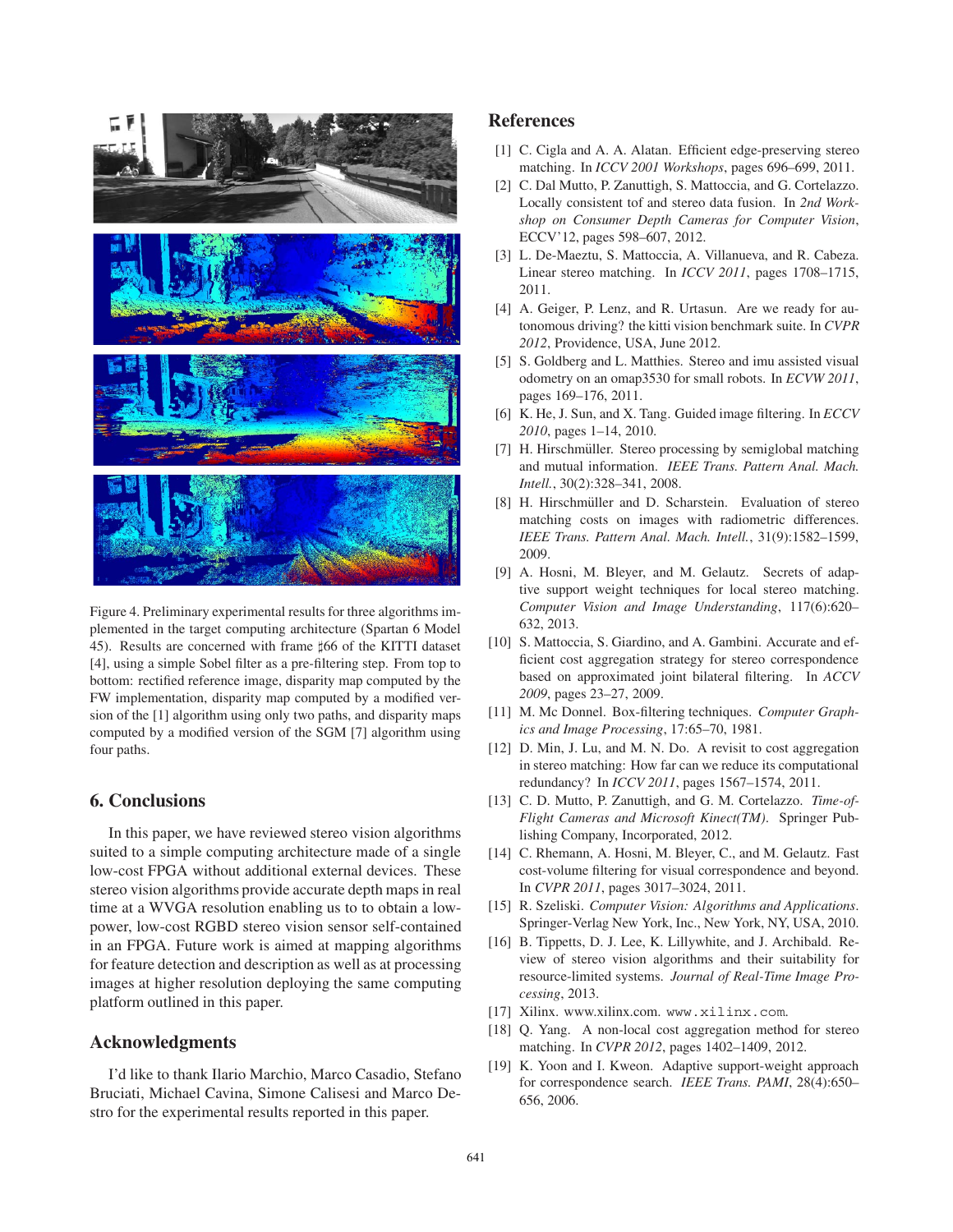Figure 4. Preliminary experimental results for three algorithms implemented in the target computing architecture (Spartan 6 Model 45). Results are concerned with frame ♯66 of the KITTI dataset [4], using a simple Sobel filter as a pre-filtering step. From top to bottom: rectified reference image, disparity map computed by the FW implementation, disparity map computed by a modified version of the [1] algorithm using only two paths, and disparity maps computed by a modified version of the SGM [7] algorithm using four paths.

## 6. Conclusions

In this paper, we have reviewed stereo vision algorithms suited to a simple computing architecture made of a single low-cost FPGA without additional external devices. These stereo vision algorithms provide accurate depth maps in real time at a WVGA resolution enabling us to to obtain a low-power, low-cost RGBD stereo vision sensor self-contained in an FPGA. Future work is aimed at mapping algorithms for feature detection and description as well as at processing images at higher resolution deploying the same computing platform outlined in this paper.

## Acknowledgments

I'd like to thank Ilario Marchio, Marco Casadio, Stefano Bruciati, Michael Cavina, Simone Calisesi and Marco Destro for the experimental results reported in this paper.

## References

[1] C. Cigla and A. A. Alatan. Efficient edge-preserving stereo matching. In *ICCV 2001 Workshops*, pages 696–699, 2011.

[2] C. Dal Mutto, P. Zanuttigh, S. Mattoccia, and G. Cortelazzo. Locally consistent tof and stereo data fusion. In *2nd Workshop on Consumer Depth Cameras for Computer Vision*, ECCV'12, pages 598–607, 2012.

[3] L. De-Maeztu, S. Mattoccia, A. Villanueva, and R. Cabeza. Linear stereo matching. In *ICCV 2011*, pages 1708–1715, 2011.

[4] A. Geiger, P. Lenz, and R. Urtasun. Are we ready for autonomous driving? the kitti vision benchmark suite. In *CVPR 2012*, Providence, USA, June 2012.

[5] S. Goldberg and L. Matthies. Stereo and imu assisted visual odometry on an omap3530 for small robots. In *ECVW 2011*, pages 169–176, 2011.

[6] K. He, J. Sun, and X. Tang. Guided image filtering. In *ECCV 2010*, pages 1–14, 2010.

[7] H. Hirschmüller. Stereo processing by semiglobal matching and mutual information. *IEEE Trans. Pattern Anal. Mach. Intell.*, 30(2):328–341, 2008.

[8] H. Hirschmüller and D. Scharstein. Evaluation of stereo matching costs on images with radiometric differences. *IEEE Trans. Pattern Anal. Mach. Intell.*, 31(9):1582–1599, 2009.

[9] A. Hosni, M. Bleyer, and M. Gelautz. Secrets of adaptive support weight techniques for local stereo matching. *Computer Vision and Image Understanding*, 117(6):620–632, 2013.

[10] S. Mattoccia, S. Giardino, and A. Gambini. Accurate and efficient cost aggregation strategy for stereo correspondence based on approximated joint bilateral filtering. In *ACCV 2009*, pages 23–27, 2009.

[11] M. Mc Donnel. Box-filtering techniques. *Computer Graphics and Image Processing*, 17:65–70, 1981.

[12] D. Min, J. Lu, and M. N. Do. A revisit to cost aggregation in stereo matching: How far can we reduce its computational redundancy? In *ICCV 2011*, pages 1567–1574, 2011.

[13] C. D. Mutto, P. Zanuttigh, and G. M. Cortelazzo. *Time-of-Flight Cameras and Microsoft Kinect(TM)*. Springer Publishing Company, Incorporated, 2012.

[14] C. Rhemann, A. Hosni, M. Bleyer, C., and M. Gelautz. Fast cost-volume filtering for visual correspondence and beyond. In *CVPR 2011*, pages 3017–3024, 2011.

[15] R. Szeliski. *Computer Vision: Algorithms and Applications*. Springer-Verlag New York, Inc., New York, NY, USA, 2010.

[16] B. Tippetts, D. J. Lee, K. Lillywhite, and J. Archibald. Review of stereo vision algorithms and their suitability for resource-limited systems. *Journal of Real-Time Image Processing*, 2013.

[17] Xilinx. www.xilinx.com. `www.xilinx.com`.

[18] Q. Yang. A non-local cost aggregation method for stereo matching. In *CVPR 2012*, pages 1402–1409, 2012.

[19] K. Yoon and I. Kweon. Adaptive support-weight approach for correspondence search. *IEEE Trans. PAMI*, 28(4):650–656, 2006.